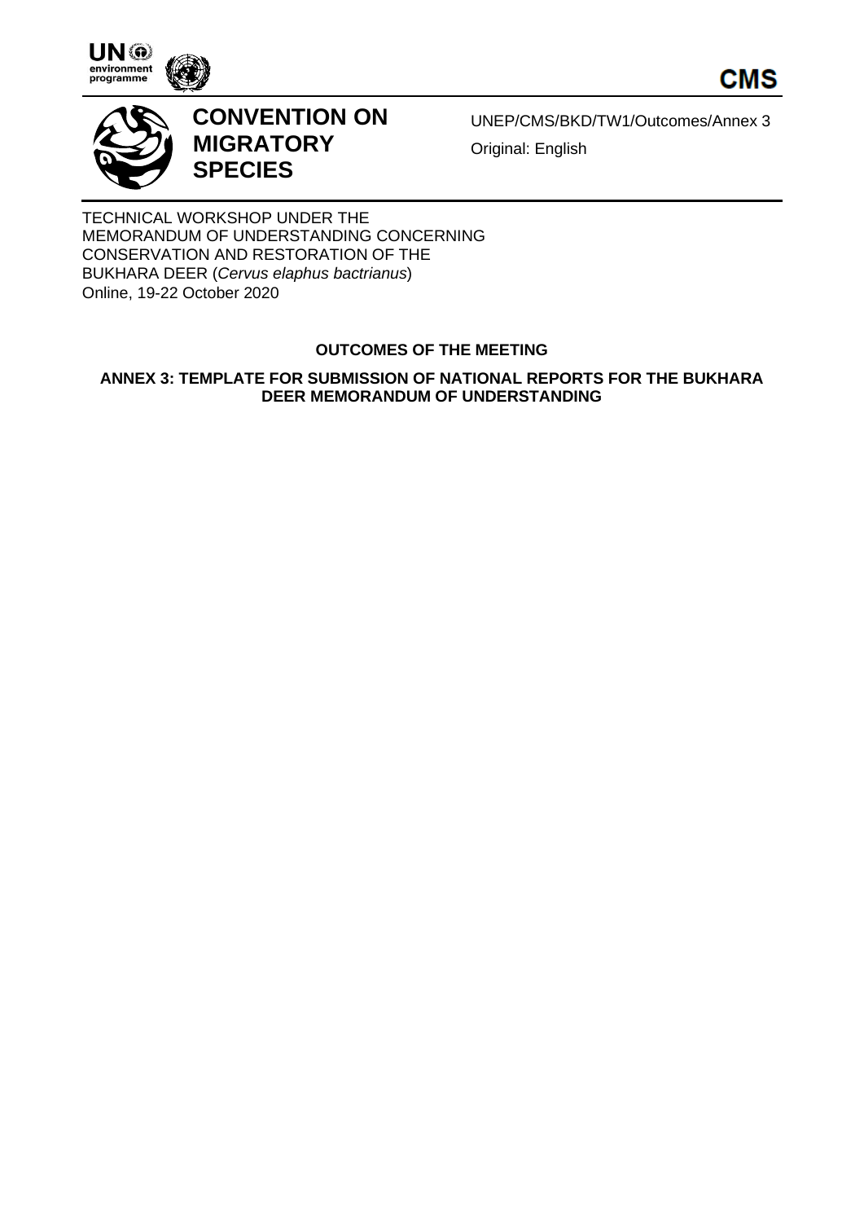CMS

# CONVENTION ON MIGRATORY SPECIES

UNEP/CMS/BKD/TW1/Outcomes/Annex 3

Original: English

TECHNICAL WORKSHOP UNDER THE MEMORANDUM OF UNDERSTANDING CONCERNING CONSERVATION AND RESTORATION OF THE BUKHARA DEER (*Cervus elaphus bactrianus*)
Online, 19-22 October 2020

## OUTCOMES OF THE MEETING

## ANNEX 3: TEMPLATE FOR SUBMISSION OF NATIONAL REPORTS FOR THE BUKHARA DEER MEMORANDUM OF UNDERSTANDING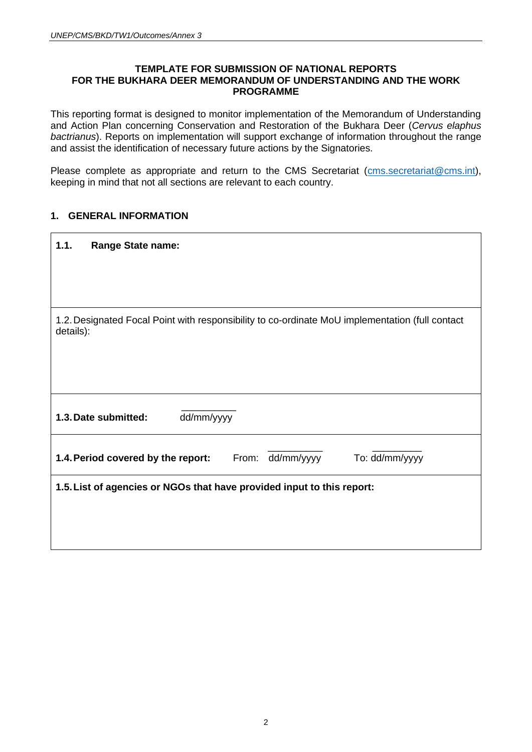**TEMPLATE FOR SUBMISSION OF NATIONAL REPORTS FOR THE BUKHARA DEER MEMORANDUM OF UNDERSTANDING AND THE WORK PROGRAMME**

This reporting format is designed to monitor implementation of the Memorandum of Understanding and Action Plan concerning Conservation and Restoration of the Bukhara Deer (*Cervus elaphus bactrianus*). Reports on implementation will support exchange of information throughout the range and assist the identification of necessary future actions by the Signatories.

Please complete as appropriate and return to the CMS Secretariat (cms.secretariat@cms.int), keeping in mind that not all sections are relevant to each country.

## 1. GENERAL INFORMATION

| |
|---|
| **1.1. Range State name:** |
| 1.2. Designated Focal Point with responsibility to co-ordinate MoU implementation (full contact details): |
| **1.3. Date submitted:** dd/mm/yyyy |
| **1.4. Period covered by the report:** From: dd/mm/yyyy To: dd/mm/yyyy |
| **1.5. List of agencies or NGOs that have provided input to this report:** |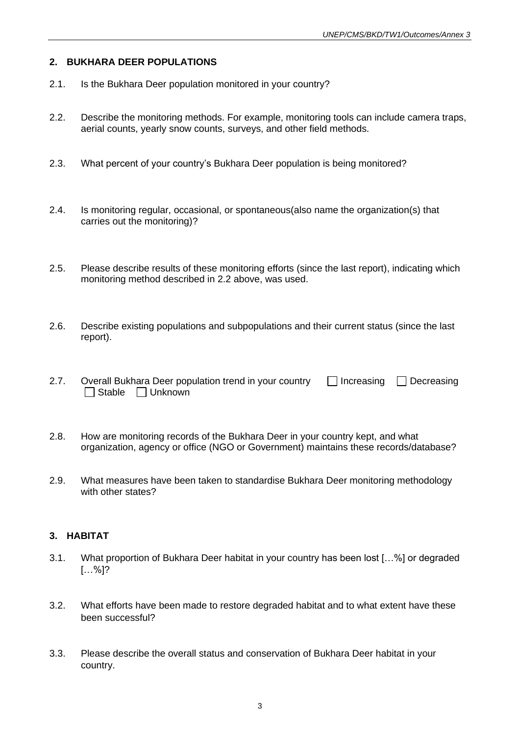## 2. BUKHARA DEER POPULATIONS

2.1. Is the Bukhara Deer population monitored in your country?

2.2. Describe the monitoring methods. For example, monitoring tools can include camera traps, aerial counts, yearly snow counts, surveys, and other field methods.

2.3. What percent of your country's Bukhara Deer population is being monitored?

2.4. Is monitoring regular, occasional, or spontaneous(also name the organization(s) that carries out the monitoring)?

2.5. Please describe results of these monitoring efforts (since the last report), indicating which monitoring method described in 2.2 above, was used.

2.6. Describe existing populations and subpopulations and their current status (since the last report).

2.7. Overall Bukhara Deer population trend in your country ☐ Increasing ☐ Decreasing ☐ Stable ☐ Unknown

2.8. How are monitoring records of the Bukhara Deer in your country kept, and what organization, agency or office (NGO or Government) maintains these records/database?

2.9. What measures have been taken to standardise Bukhara Deer monitoring methodology with other states?

## 3. HABITAT

3.1. What proportion of Bukhara Deer habitat in your country has been lost […%] or degraded […%]?

3.2. What efforts have been made to restore degraded habitat and to what extent have these been successful?

3.3. Please describe the overall status and conservation of Bukhara Deer habitat in your country.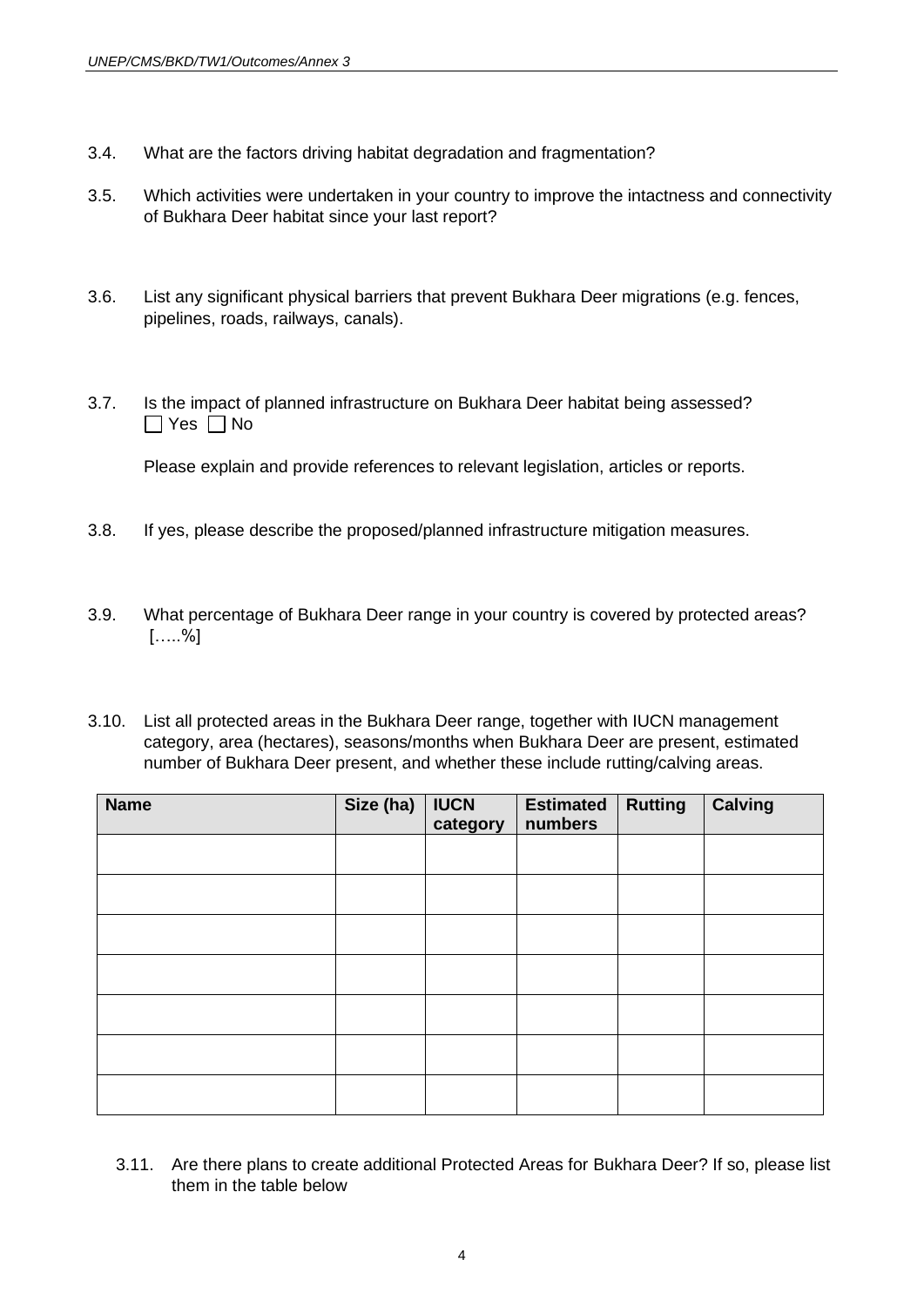3.4. What are the factors driving habitat degradation and fragmentation?

3.5. Which activities were undertaken in your country to improve the intactness and connectivity of Bukhara Deer habitat since your last report?

3.6. List any significant physical barriers that prevent Bukhara Deer migrations (e.g. fences, pipelines, roads, railways, canals).

3.7. Is the impact of planned infrastructure on Bukhara Deer habitat being assessed?
☐ Yes ☐ No

Please explain and provide references to relevant legislation, articles or reports.

3.8. If yes, please describe the proposed/planned infrastructure mitigation measures.

3.9. What percentage of Bukhara Deer range in your country is covered by protected areas?
[…..%]

3.10. List all protected areas in the Bukhara Deer range, together with IUCN management category, area (hectares), seasons/months when Bukhara Deer are present, estimated number of Bukhara Deer present, and whether these include rutting/calving areas.

| **Name** | **Size (ha)** | **IUCN category** | **Estimated numbers** | **Rutting** | **Calving** |
|---|---|---|---|---|---|
| | | | | | |
| | | | | | |
| | | | | | |
| | | | | | |
| | | | | | |
| | | | | | |
| | | | | | |

3.11. Are there plans to create additional Protected Areas for Bukhara Deer? If so, please list them in the table below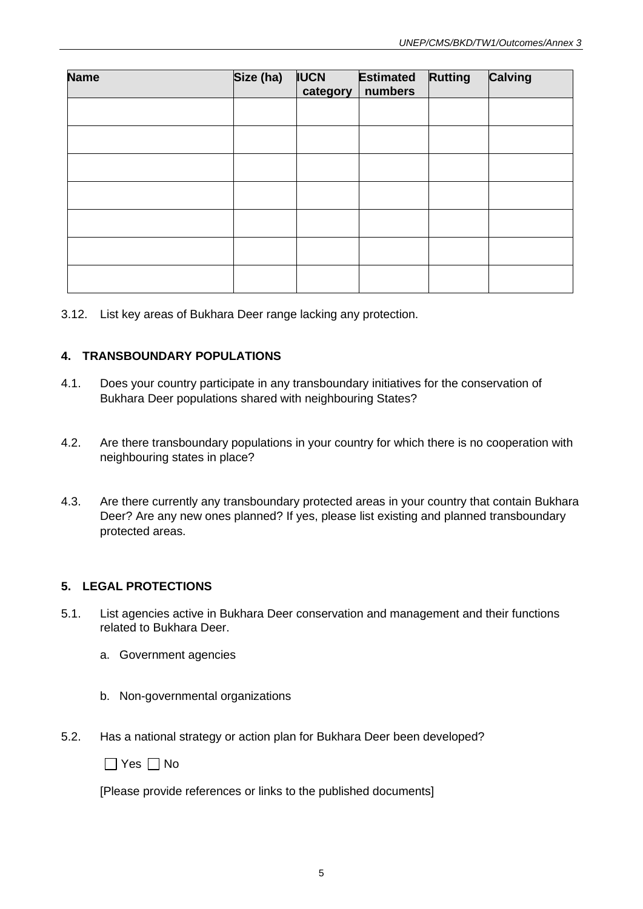| Name | Size (ha) | IUCN category | Estimated numbers | Rutting | Calving |
|---|---|---|---|---|---|
| | | | | | |
| | | | | | |
| | | | | | |
| | | | | | |
| | | | | | |
| | | | | | |
| | | | | | |

3.12. List key areas of Bukhara Deer range lacking any protection.

## 4. TRANSBOUNDARY POPULATIONS

4.1. Does your country participate in any transboundary initiatives for the conservation of Bukhara Deer populations shared with neighbouring States?

4.2. Are there transboundary populations in your country for which there is no cooperation with neighbouring states in place?

4.3. Are there currently any transboundary protected areas in your country that contain Bukhara Deer? Are any new ones planned? If yes, please list existing and planned transboundary protected areas.

## 5. LEGAL PROTECTIONS

5.1. List agencies active in Bukhara Deer conservation and management and their functions related to Bukhara Deer.

a. Government agencies

b. Non-governmental organizations

5.2. Has a national strategy or action plan for Bukhara Deer been developed?

☐ Yes ☐ No

[Please provide references or links to the published documents]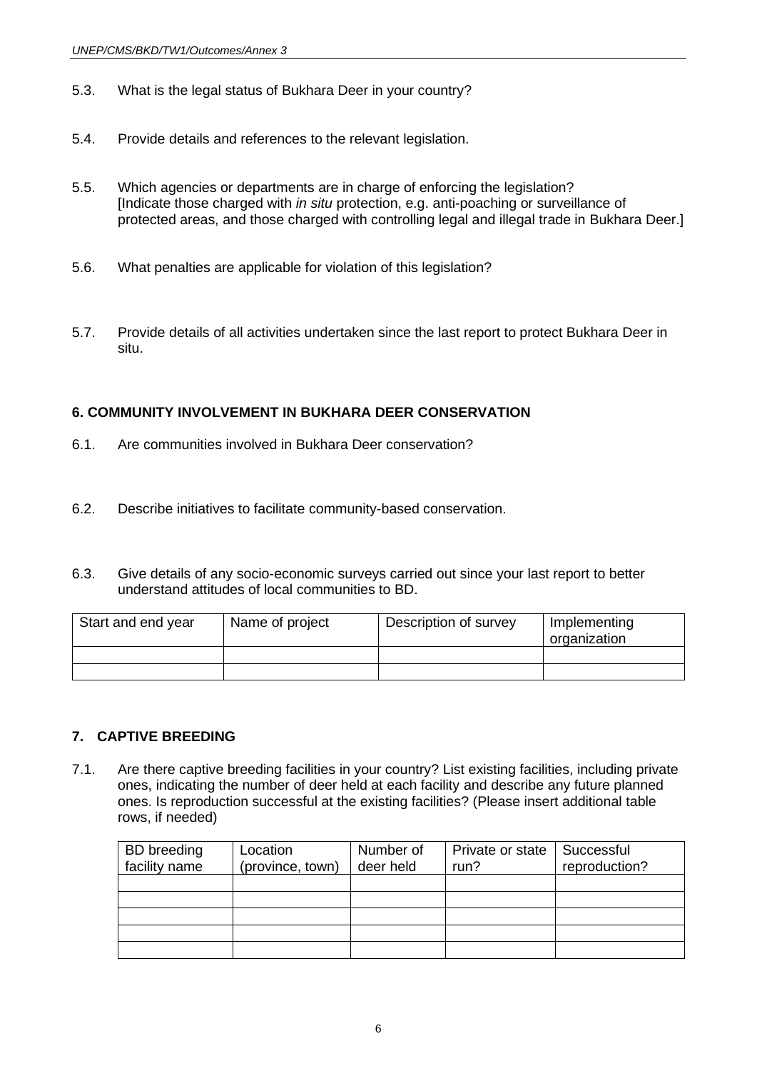5.3. What is the legal status of Bukhara Deer in your country?

5.4. Provide details and references to the relevant legislation.

5.5. Which agencies or departments are in charge of enforcing the legislation? [Indicate those charged with *in situ* protection, e.g. anti-poaching or surveillance of protected areas, and those charged with controlling legal and illegal trade in Bukhara Deer.]

5.6. What penalties are applicable for violation of this legislation?

5.7. Provide details of all activities undertaken since the last report to protect Bukhara Deer in situ.

## 6. COMMUNITY INVOLVEMENT IN BUKHARA DEER CONSERVATION

6.1. Are communities involved in Bukhara Deer conservation?

6.2. Describe initiatives to facilitate community-based conservation.

6.3. Give details of any socio-economic surveys carried out since your last report to better understand attitudes of local communities to BD.

| Start and end year | Name of project | Description of survey | Implementing organization |
|---|---|---|---|
| | | | |
| | | | |

## 7. CAPTIVE BREEDING

7.1. Are there captive breeding facilities in your country? List existing facilities, including private ones, indicating the number of deer held at each facility and describe any future planned ones. Is reproduction successful at the existing facilities? (Please insert additional table rows, if needed)

| BD breeding facility name | Location (province, town) | Number of deer held | Private or state run? | Successful reproduction? |
|---|---|---|---|---|
| | | | | |
| | | | | |
| | | | | |
| | | | | |
| | | | | |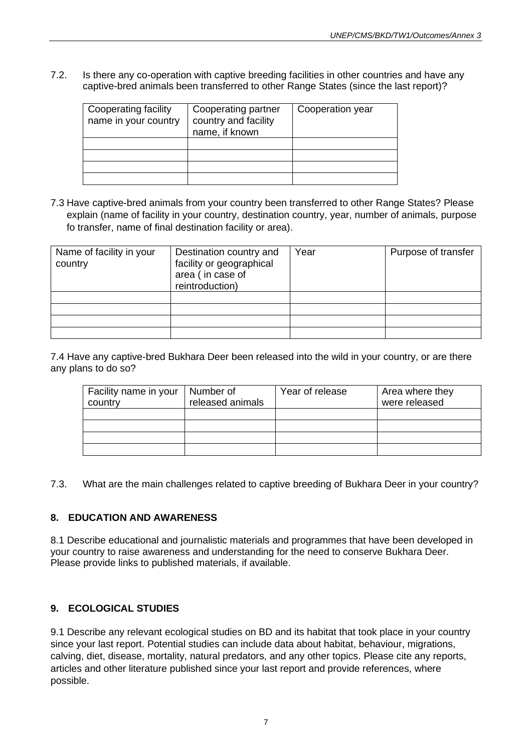7.2. Is there any co-operation with captive breeding facilities in other countries and have any captive-bred animals been transferred to other Range States (since the last report)?

| Cooperating facility name in your country | Cooperating partner country and facility name, if known | Cooperation year |
|---|---|---|
| | | |
| | | |
| | | |
| | | |

7.3 Have captive-bred animals from your country been transferred to other Range States? Please explain (name of facility in your country, destination country, year, number of animals, purpose fo transfer, name of final destination facility or area).

| Name of facility in your country | Destination country and facility or geographical area ( in case of reintroduction) | Year | Purpose of transfer |
|---|---|---|---|
| | | | |
| | | | |
| | | | |
| | | | |

7.4 Have any captive-bred Bukhara Deer been released into the wild in your country, or are there any plans to do so?

| Facility name in your country | Number of released animals | Year of release | Area where they were released |
|---|---|---|---|
| | | | |
| | | | |
| | | | |
| | | | |

7.3. What are the main challenges related to captive breeding of Bukhara Deer in your country?

## 8. EDUCATION AND AWARENESS

8.1 Describe educational and journalistic materials and programmes that have been developed in your country to raise awareness and understanding for the need to conserve Bukhara Deer. Please provide links to published materials, if available.

## 9. ECOLOGICAL STUDIES

9.1 Describe any relevant ecological studies on BD and its habitat that took place in your country since your last report. Potential studies can include data about habitat, behaviour, migrations, calving, diet, disease, mortality, natural predators, and any other topics. Please cite any reports, articles and other literature published since your last report and provide references, where possible.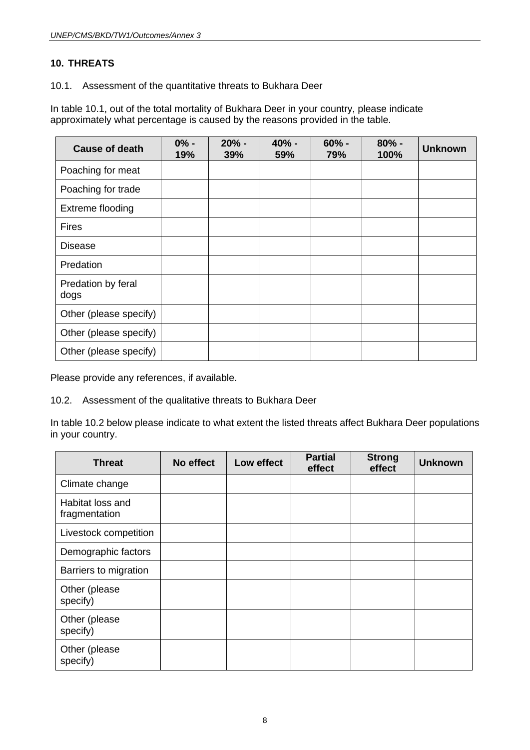## 10. THREATS

10.1. Assessment of the quantitative threats to Bukhara Deer

In table 10.1, out of the total mortality of Bukhara Deer in your country, please indicate approximately what percentage is caused by the reasons provided in the table.

| Cause of death | 0% - 19% | 20% - 39% | 40% - 59% | 60% - 79% | 80% - 100% | Unknown |
|---|---|---|---|---|---|---|
| Poaching for meat | | | | | | |
| Poaching for trade | | | | | | |
| Extreme flooding | | | | | | |
| Fires | | | | | | |
| Disease | | | | | | |
| Predation | | | | | | |
| Predation by feral dogs | | | | | | |
| Other (please specify) | | | | | | |
| Other (please specify) | | | | | | |
| Other (please specify) | | | | | | |

Please provide any references, if available.

10.2. Assessment of the qualitative threats to Bukhara Deer

In table 10.2 below please indicate to what extent the listed threats affect Bukhara Deer populations in your country.

| Threat | No effect | Low effect | Partial effect | Strong effect | Unknown |
|---|---|---|---|---|---|
| Climate change | | | | | |
| Habitat loss and fragmentation | | | | | |
| Livestock competition | | | | | |
| Demographic factors | | | | | |
| Barriers to migration | | | | | |
| Other (please specify) | | | | | |
| Other (please specify) | | | | | |
| Other (please specify) | | | | | |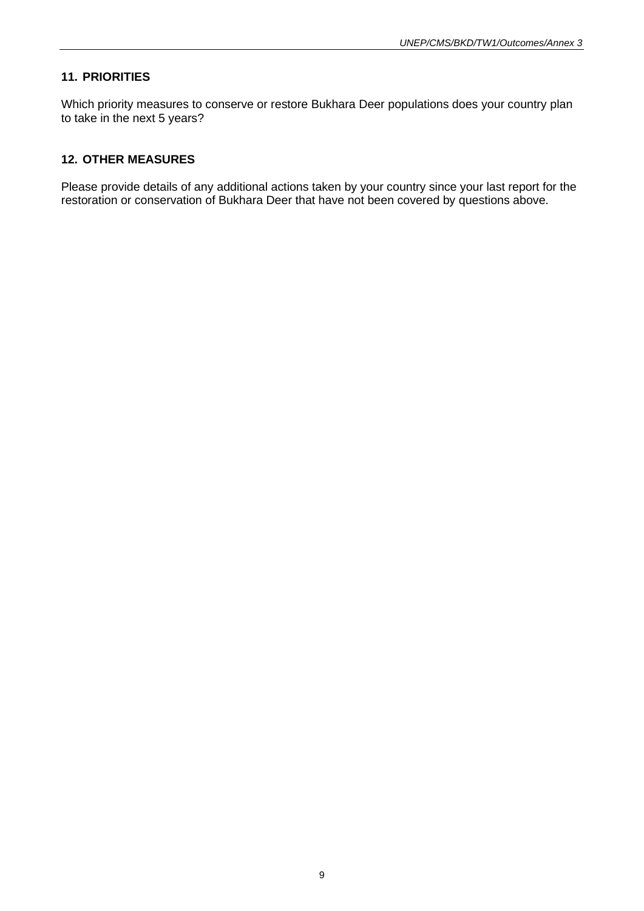## 11. PRIORITIES

Which priority measures to conserve or restore Bukhara Deer populations does your country plan to take in the next 5 years?

## 12. OTHER MEASURES

Please provide details of any additional actions taken by your country since your last report for the restoration or conservation of Bukhara Deer that have not been covered by questions above.